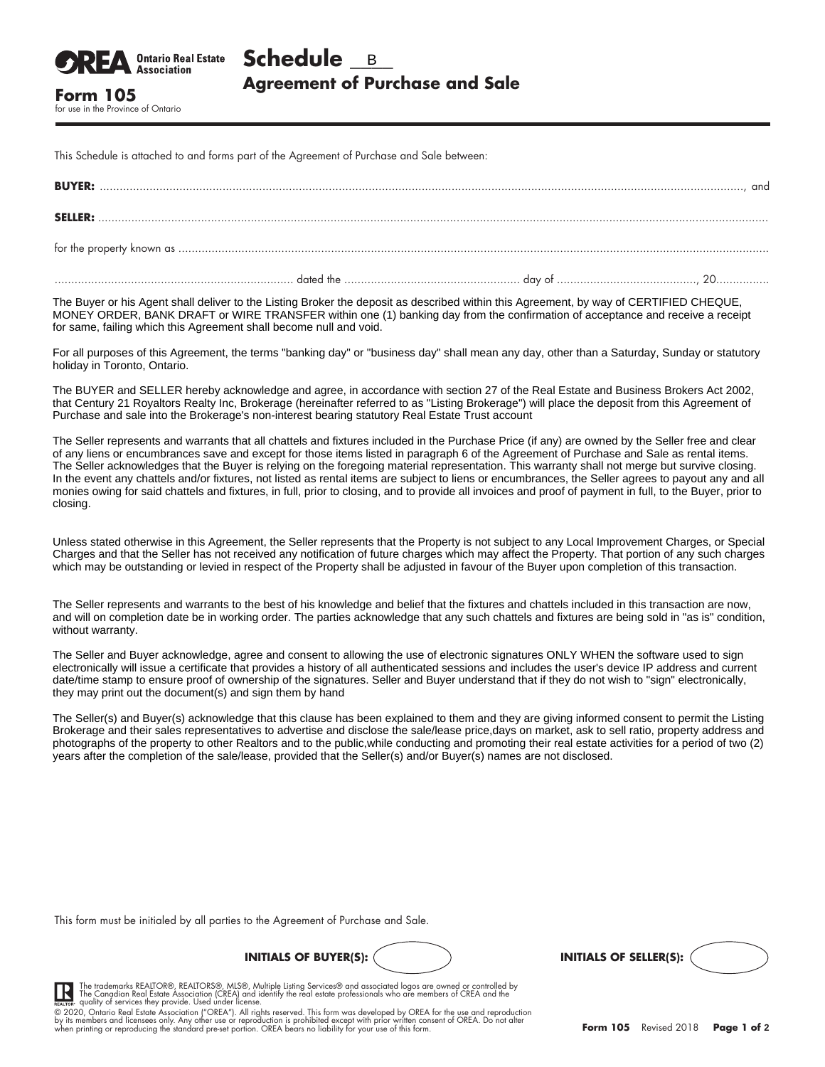**OREA** Ontario Real Estate Association

**Form 105**
for use in the Province of Ontario

# Schedule B
## Agreement of Purchase and Sale

This Schedule is attached to and forms part of the Agreement of Purchase and Sale between:

**BUYER:** ............................................................................................................................................................................................., and

**SELLER:** .............................................................................................................................................................................................

for the property known as .............................................................................................................................................................................................

...................................................................... dated the ..................................................... day of ..........................................., 20...............

The Buyer or his Agent shall deliver to the Listing Broker the deposit as described within this Agreement, by way of CERTIFIED CHEQUE, MONEY ORDER, BANK DRAFT or WIRE TRANSFER within one (1) banking day from the confirmation of acceptance and receive a receipt for same, failing which this Agreement shall become null and void.

For all purposes of this Agreement, the terms "banking day" or "business day" shall mean any day, other than a Saturday, Sunday or statutory holiday in Toronto, Ontario.

The BUYER and SELLER hereby acknowledge and agree, in accordance with section 27 of the Real Estate and Business Brokers Act 2002, that Century 21 Royaltors Realty Inc, Brokerage (hereinafter referred to as "Listing Brokerage") will place the deposit from this Agreement of Purchase and sale into the Brokerage's non-interest bearing statutory Real Estate Trust account

The Seller represents and warrants that all chattels and fixtures included in the Purchase Price (if any) are owned by the Seller free and clear of any liens or encumbrances save and except for those items listed in paragraph 6 of the Agreement of Purchase and Sale as rental items. The Seller acknowledges that the Buyer is relying on the foregoing material representation. This warranty shall not merge but survive closing. In the event any chattels and/or fixtures, not listed as rental items are subject to liens or encumbrances, the Seller agrees to payout any and all monies owing for said chattels and fixtures, in full, prior to closing, and to provide all invoices and proof of payment in full, to the Buyer, prior to closing.

Unless stated otherwise in this Agreement, the Seller represents that the Property is not subject to any Local Improvement Charges, or Special Charges and that the Seller has not received any notification of future charges which may affect the Property. That portion of any such charges which may be outstanding or levied in respect of the Property shall be adjusted in favour of the Buyer upon completion of this transaction.

The Seller represents and warrants to the best of his knowledge and belief that the fixtures and chattels included in this transaction are now, and will on completion date be in working order. The parties acknowledge that any such chattels and fixtures are being sold in "as is" condition, without warranty.

The Seller and Buyer acknowledge, agree and consent to allowing the use of electronic signatures ONLY WHEN the software used to sign electronically will issue a certificate that provides a history of all authenticated sessions and includes the user's device IP address and current date/time stamp to ensure proof of ownership of the signatures. Seller and Buyer understand that if they do not wish to "sign" electronically, they may print out the document(s) and sign them by hand

The Seller(s) and Buyer(s) acknowledge that this clause has been explained to them and they are giving informed consent to permit the Listing Brokerage and their sales representatives to advertise and disclose the sale/lease price,days on market, ask to sell ratio, property address and photographs of the property to other Realtors and to the public,while conducting and promoting their real estate activities for a period of two (2) years after the completion of the sale/lease, provided that the Seller(s) and/or Buyer(s) names are not disclosed.

This form must be initialed by all parties to the Agreement of Purchase and Sale.

**INITIALS OF BUYER(S):** ( )  **INITIALS OF SELLER(S):** ( )

The trademarks REALTOR®, REALTORS®, MLS®, Multiple Listing Services® and associated logos are owned or controlled by The Canadian Real Estate Association (CREA) and identify the real estate professionals who are members of CREA and the quality of services they provide. Used under license.

© 2020, Ontario Real Estate Association ("OREA"). All rights reserved. This form was developed by OREA for the use and reproduction by its members and licensees only. Any other use or reproduction is prohibited except with prior written consent of OREA. Do not alter when printing or reproducing the standard pre-set portion. OREA bears no liability for your use of this form.

**Form 105** Revised 2018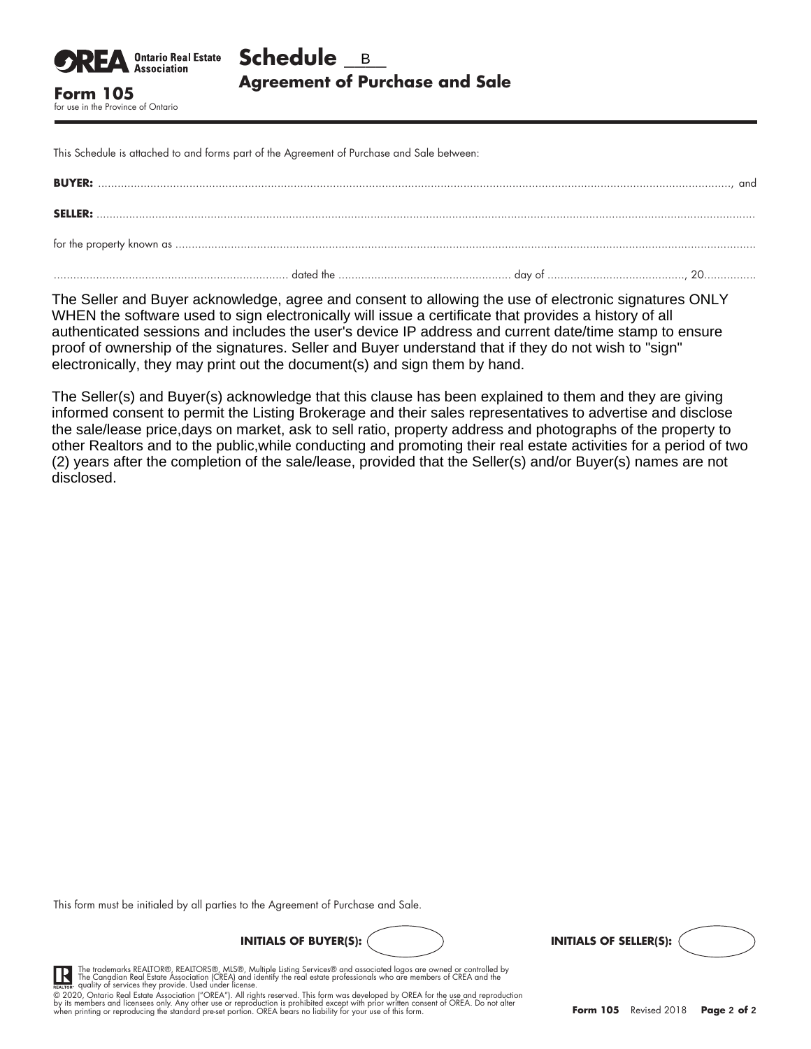**OREA** Ontario Real Estate Association

**Form 105**
for use in the Province of Ontario

# Schedule B
## Agreement of Purchase and Sale

This Schedule is attached to and forms part of the Agreement of Purchase and Sale between:

**BUYER:** ..................................................................................................., and

**SELLER:** ...................................................................................................

for the property known as ...................................................................................................

.................................................. dated the .................................................. day of .................................................., 20...............

The Seller and Buyer acknowledge, agree and consent to allowing the use of electronic signatures ONLY WHEN the software used to sign electronically will issue a certificate that provides a history of all authenticated sessions and includes the user's device IP address and current date/time stamp to ensure proof of ownership of the signatures. Seller and Buyer understand that if they do not wish to "sign" electronically, they may print out the document(s) and sign them by hand.

The Seller(s) and Buyer(s) acknowledge that this clause has been explained to them and they are giving informed consent to permit the Listing Brokerage and their sales representatives to advertise and disclose the sale/lease price,days on market, ask to sell ratio, property address and photographs of the property to other Realtors and to the public,while conducting and promoting their real estate activities for a period of two (2) years after the completion of the sale/lease, provided that the Seller(s) and/or Buyer(s) names are not disclosed.

This form must be initialed by all parties to the Agreement of Purchase and Sale.

**INITIALS OF BUYER(S):** 

**INITIALS OF SELLER(S):** 

The trademarks REALTOR®, REALTORS®, MLS®, Multiple Listing Services® and associated logos are owned or controlled by The Canadian Real Estate Association (CREA) and identify the real estate professionals who are members of CREA and the quality of services they provide. Used under license.

© 2020, Ontario Real Estate Association ("OREA"). All rights reserved. This form was developed by OREA for the use and reproduction by its members and licensees only. Any other use or reproduction is prohibited except with prior written consent of OREA. Do not alter when printing or reproducing the standard pre-set portion. OREA bears no liability for your use of this form.

**Form 105** Revised 2018